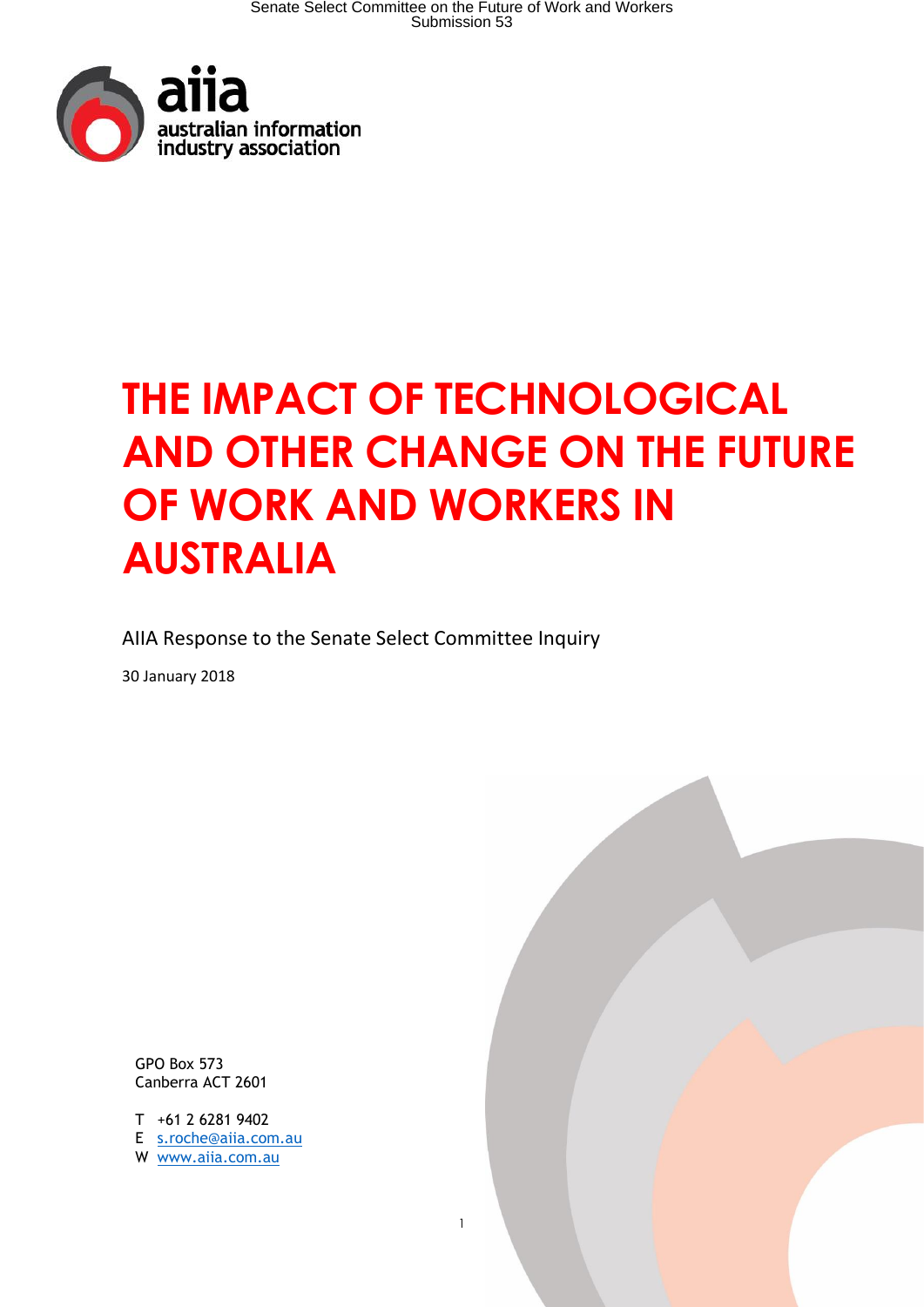aiia
australian information industry association

# THE IMPACT OF TECHNOLOGICAL AND OTHER CHANGE ON THE FUTURE OF WORK AND WORKERS IN AUSTRALIA

AIIA Response to the Senate Select Committee Inquiry

30 January 2018

GPO Box 573
Canberra ACT 2601

T +61 2 6281 9402
E s.roche@aiia.com.au
W www.aiia.com.au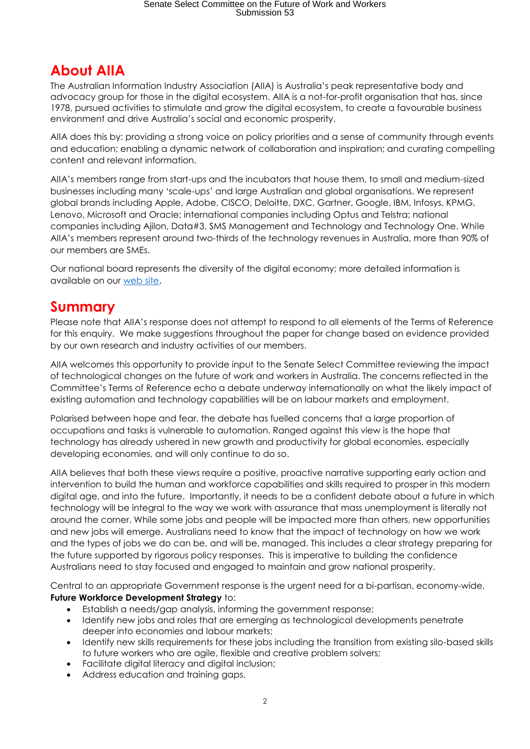## About AIIA

The Australian Information Industry Association (AIIA) is Australia's peak representative body and advocacy group for those in the digital ecosystem. AIIA is a not-for-profit organisation that has, since 1978, pursued activities to stimulate and grow the digital ecosystem, to create a favourable business environment and drive Australia's social and economic prosperity.

AIIA does this by: providing a strong voice on policy priorities and a sense of community through events and education; enabling a dynamic network of collaboration and inspiration; and curating compelling content and relevant information.

AIIA's members range from start-ups and the incubators that house them, to small and medium-sized businesses including many 'scale-ups' and large Australian and global organisations. We represent global brands including Apple, Adobe, CISCO, Deloitte, DXC, Gartner, Google, IBM, Infosys, KPMG, Lenovo, Microsoft and Oracle; international companies including Optus and Telstra; national companies including Ajilon, Data#3, SMS Management and Technology and Technology One. While AIIA's members represent around two-thirds of the technology revenues in Australia, more than 90% of our members are SMEs.

Our national board represents the diversity of the digital economy; more detailed information is available on our web site.

## Summary

Please note that AIIA's response does not attempt to respond to all elements of the Terms of Reference for this enquiry. We make suggestions throughout the paper for change based on evidence provided by our own research and industry activities of our members.

AIIA welcomes this opportunity to provide input to the Senate Select Committee reviewing the impact of technological changes on the future of work and workers in Australia. The concerns reflected in the Committee's Terms of Reference echo a debate underway internationally on what the likely impact of existing automation and technology capabilities will be on labour markets and employment.

Polarised between hope and fear, the debate has fuelled concerns that a large proportion of occupations and tasks is vulnerable to automation. Ranged against this view is the hope that technology has already ushered in new growth and productivity for global economies, especially developing economies, and will only continue to do so.

AIIA believes that both these views require a positive, proactive narrative supporting early action and intervention to build the human and workforce capabilities and skills required to prosper in this modern digital age, and into the future. Importantly, it needs to be a confident debate about a future in which technology will be integral to the way we work with assurance that mass unemployment is literally not around the corner. While some jobs and people will be impacted more than others, new opportunities and new jobs will emerge. Australians need to know that the impact of technology on how we work and the types of jobs we do can be, and will be, managed. This includes a clear strategy preparing for the future supported by rigorous policy responses. This is imperative to building the confidence Australians need to stay focused and engaged to maintain and grow national prosperity.

Central to an appropriate Government response is the urgent need for a bi-partisan, economy-wide, **Future Workforce Development Strategy** to:

- Establish a needs/gap analysis, informing the government response;
- Identify new jobs and roles that are emerging as technological developments penetrate deeper into economies and labour markets;
- Identify new skills requirements for these jobs including the transition from existing silo-based skills to future workers who are agile, flexible and creative problem solvers;
- Facilitate digital literacy and digital inclusion;
- Address education and training gaps.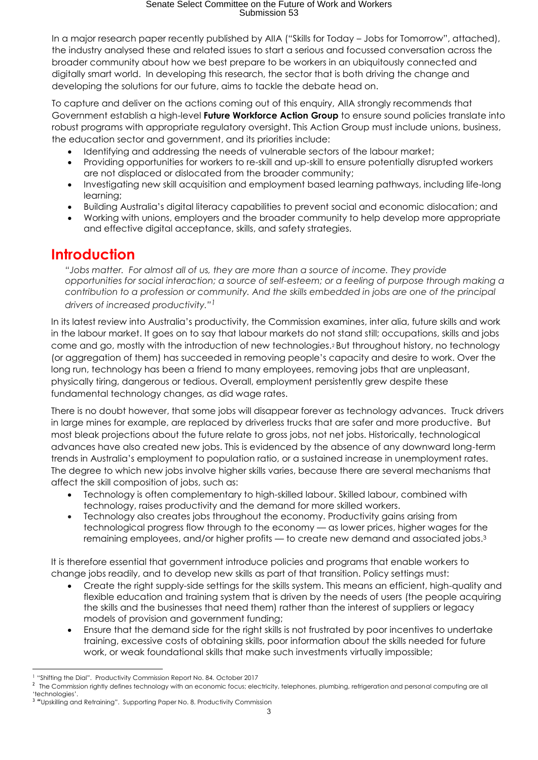In a major research paper recently published by AIIA ("Skills for Today – Jobs for Tomorrow", attached), the industry analysed these and related issues to start a serious and focussed conversation across the broader community about how we best prepare to be workers in an ubiquitously connected and digitally smart world. In developing this research, the sector that is both driving the change and developing the solutions for our future, aims to tackle the debate head on.

To capture and deliver on the actions coming out of this enquiry, AIIA strongly recommends that Government establish a high-level **Future Workforce Action Group** to ensure sound policies translate into robust programs with appropriate regulatory oversight. This Action Group must include unions, business, the education sector and government, and its priorities include:

- Identifying and addressing the needs of vulnerable sectors of the labour market;
- Providing opportunities for workers to re-skill and up-skill to ensure potentially disrupted workers are not displaced or dislocated from the broader community;
- Investigating new skill acquisition and employment based learning pathways, including life-long learning;
- Building Australia's digital literacy capabilities to prevent social and economic dislocation; and
- Working with unions, employers and the broader community to help develop more appropriate and effective digital acceptance, skills, and safety strategies.

# Introduction

*"Jobs matter. For almost all of us, they are more than a source of income. They provide opportunities for social interaction; a source of self-esteem; or a feeling of purpose through making a contribution to a profession or community. And the skills embedded in jobs are one of the principal drivers of increased productivity."*[1]

In its latest review into Australia's productivity, the Commission examines, inter alia, future skills and work in the labour market. It goes on to say that labour markets do not stand still; occupations, skills and jobs come and go, mostly with the introduction of new technologies.[2] But throughout history, no technology (or aggregation of them) has succeeded in removing people's capacity and desire to work. Over the long run, technology has been a friend to many employees, removing jobs that are unpleasant, physically tiring, dangerous or tedious. Overall, employment persistently grew despite these fundamental technology changes, as did wage rates.

There is no doubt however, that some jobs will disappear forever as technology advances. Truck drivers in large mines for example, are replaced by driverless trucks that are safer and more productive. But most bleak projections about the future relate to gross jobs, not net jobs. Historically, technological advances have also created new jobs. This is evidenced by the absence of any downward long-term trends in Australia's employment to population ratio, or a sustained increase in unemployment rates. The degree to which new jobs involve higher skills varies, because there are several mechanisms that affect the skill composition of jobs, such as:

- Technology is often complementary to high-skilled labour. Skilled labour, combined with technology, raises productivity and the demand for more skilled workers.
- Technology also creates jobs throughout the economy. Productivity gains arising from technological progress flow through to the economy — as lower prices, higher wages for the remaining employees, and/or higher profits — to create new demand and associated jobs.[3]

It is therefore essential that government introduce policies and programs that enable workers to change jobs readily, and to develop new skills as part of that transition. Policy settings must:

- Create the right supply-side settings for the skills system. This means an efficient, high-quality and flexible education and training system that is driven by the needs of users (the people acquiring the skills and the businesses that need them) rather than the interest of suppliers or legacy models of provision and government funding;
- Ensure that the demand side for the right skills is not frustrated by poor incentives to undertake training, excessive costs of obtaining skills, poor information about the skills needed for future work, or weak foundational skills that make such investments virtually impossible;

---

[1] "Shifting the Dial". Productivity Commission Report No. 84. October 2017

[2] The Commission rightly defines technology with an economic focus; electricity, telephones, plumbing, refrigeration and personal computing are all 'technologies'.

[3] "Upskilling and Retraining". Supporting Paper No. 8. Productivity Commission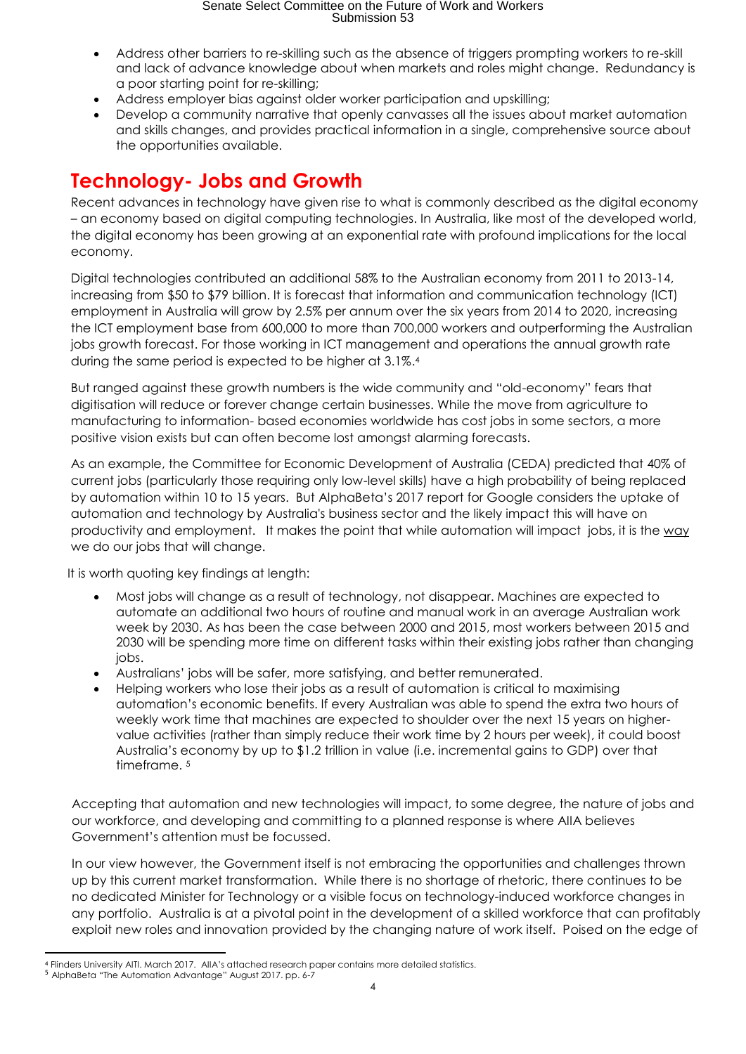- Address other barriers to re-skilling such as the absence of triggers prompting workers to re-skill and lack of advance knowledge about when markets and roles might change. Redundancy is a poor starting point for re-skilling;
- Address employer bias against older worker participation and upskilling;
- Develop a community narrative that openly canvasses all the issues about market automation and skills changes, and provides practical information in a single, comprehensive source about the opportunities available.

## Technology- Jobs and Growth

Recent advances in technology have given rise to what is commonly described as the digital economy – an economy based on digital computing technologies. In Australia, like most of the developed world, the digital economy has been growing at an exponential rate with profound implications for the local economy.

Digital technologies contributed an additional 58% to the Australian economy from 2011 to 2013-14, increasing from $50 to $79 billion. It is forecast that information and communication technology (ICT) employment in Australia will grow by 2.5% per annum over the six years from 2014 to 2020, increasing the ICT employment base from 600,000 to more than 700,000 workers and outperforming the Australian jobs growth forecast. For those working in ICT management and operations the annual growth rate during the same period is expected to be higher at 3.1%.[4]

But ranged against these growth numbers is the wide community and "old-economy" fears that digitisation will reduce or forever change certain businesses. While the move from agriculture to manufacturing to information- based economies worldwide has cost jobs in some sectors, a more positive vision exists but can often become lost amongst alarming forecasts.

As an example, the Committee for Economic Development of Australia (CEDA) predicted that 40% of current jobs (particularly those requiring only low-level skills) have a high probability of being replaced by automation within 10 to 15 years. But AlphaBeta's 2017 report for Google considers the uptake of automation and technology by Australia's business sector and the likely impact this will have on productivity and employment. It makes the point that while automation will impact jobs, it is the <u>way</u> we do our jobs that will change.

It is worth quoting key findings at length:

- Most jobs will change as a result of technology, not disappear. Machines are expected to automate an additional two hours of routine and manual work in an average Australian work week by 2030. As has been the case between 2000 and 2015, most workers between 2015 and 2030 will be spending more time on different tasks within their existing jobs rather than changing jobs.
- Australians' jobs will be safer, more satisfying, and better remunerated.
- Helping workers who lose their jobs as a result of automation is critical to maximising automation's economic benefits. If every Australian was able to spend the extra two hours of weekly work time that machines are expected to shoulder over the next 15 years on higher-value activities (rather than simply reduce their work time by 2 hours per week), it could boost Australia's economy by up to $1.2 trillion in value (i.e. incremental gains to GDP) over that timeframe.[5]

Accepting that automation and new technologies will impact, to some degree, the nature of jobs and our workforce, and developing and committing to a planned response is where AIIA believes Government's attention must be focussed.

In our view however, the Government itself is not embracing the opportunities and challenges thrown up by this current market transformation. While there is no shortage of rhetoric, there continues to be no dedicated Minister for Technology or a visible focus on technology-induced workforce changes in any portfolio. Australia is at a pivotal point in the development of a skilled workforce that can profitably exploit new roles and innovation provided by the changing nature of work itself. Poised on the edge of

---

[4] Flinders University AITI. March 2017. AIIA's attached research paper contains more detailed statistics.

[5] AlphaBeta "The Automation Advantage" August 2017. pp. 6-7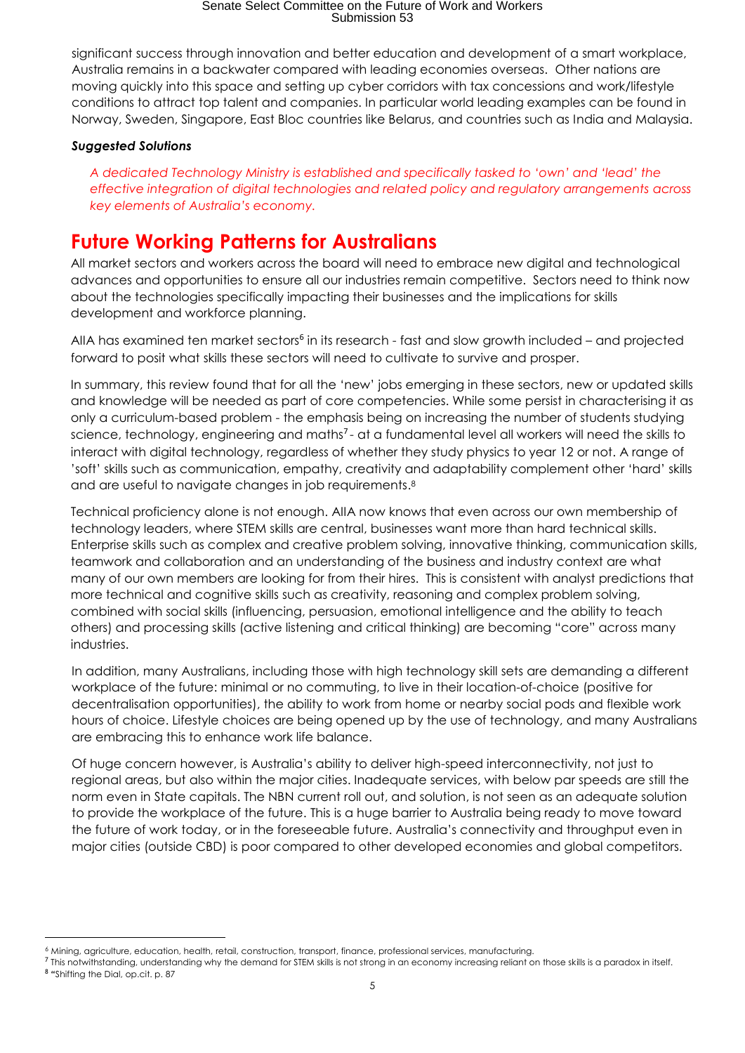significant success through innovation and better education and development of a smart workplace, Australia remains in a backwater compared with leading economies overseas. Other nations are moving quickly into this space and setting up cyber corridors with tax concessions and work/lifestyle conditions to attract top talent and companies. In particular world leading examples can be found in Norway, Sweden, Singapore, East Bloc countries like Belarus, and countries such as India and Malaysia.

***Suggested Solutions***

> *A dedicated Technology Ministry is established and specifically tasked to 'own' and 'lead' the effective integration of digital technologies and related policy and regulatory arrangements across key elements of Australia's economy.*

# Future Working Patterns for Australians

All market sectors and workers across the board will need to embrace new digital and technological advances and opportunities to ensure all our industries remain competitive. Sectors need to think now about the technologies specifically impacting their businesses and the implications for skills development and workforce planning.

AIIA has examined ten market sectors[6] in its research - fast and slow growth included – and projected forward to posit what skills these sectors will need to cultivate to survive and prosper.

In summary, this review found that for all the 'new' jobs emerging in these sectors, new or updated skills and knowledge will be needed as part of core competencies. While some persist in characterising it as only a curriculum-based problem - the emphasis being on increasing the number of students studying science, technology, engineering and maths[7] - at a fundamental level all workers will need the skills to interact with digital technology, regardless of whether they study physics to year 12 or not. A range of 'soft' skills such as communication, empathy, creativity and adaptability complement other 'hard' skills and are useful to navigate changes in job requirements.[8]

Technical proficiency alone is not enough. AIIA now knows that even across our own membership of technology leaders, where STEM skills are central, businesses want more than hard technical skills. Enterprise skills such as complex and creative problem solving, innovative thinking, communication skills, teamwork and collaboration and an understanding of the business and industry context are what many of our own members are looking for from their hires. This is consistent with analyst predictions that more technical and cognitive skills such as creativity, reasoning and complex problem solving, combined with social skills (influencing, persuasion, emotional intelligence and the ability to teach others) and processing skills (active listening and critical thinking) are becoming "core" across many industries.

In addition, many Australians, including those with high technology skill sets are demanding a different workplace of the future: minimal or no commuting, to live in their location-of-choice (positive for decentralisation opportunities), the ability to work from home or nearby social pods and flexible work hours of choice. Lifestyle choices are being opened up by the use of technology, and many Australians are embracing this to enhance work life balance.

Of huge concern however, is Australia's ability to deliver high-speed interconnectivity, not just to regional areas, but also within the major cities. Inadequate services, with below par speeds are still the norm even in State capitals. The NBN current roll out, and solution, is not seen as an adequate solution to provide the workplace of the future. This is a huge barrier to Australia being ready to move toward the future of work today, or in the foreseeable future. Australia's connectivity and throughput even in major cities (outside CBD) is poor compared to other developed economies and global competitors.

---

[6] Mining, agriculture, education, health, retail, construction, transport, finance, professional services, manufacturing.

[7] This notwithstanding, understanding why the demand for STEM skills is not strong in an economy increasing reliant on those skills is a paradox in itself.

[8] "Shifting the Dial, op.cit. p. 87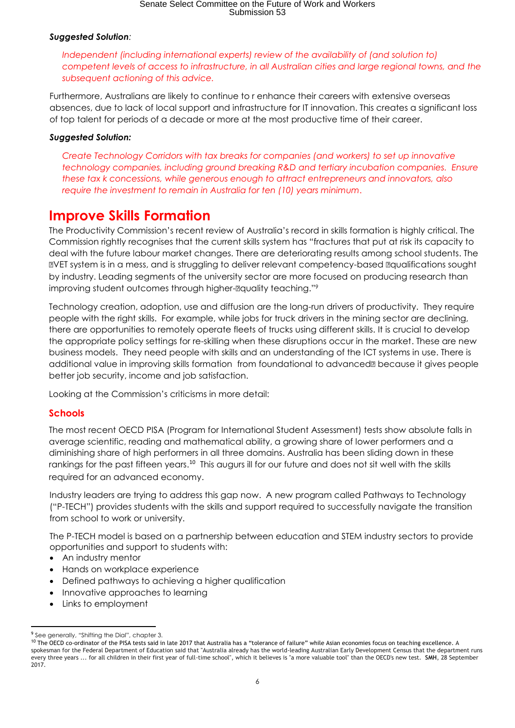***Suggested Solution:***

*Independent (including international experts) review of the availability of (and solution to) competent levels of access to infrastructure, in all Australian cities and large regional towns, and the subsequent actioning of this advice.*

Furthermore, Australians are likely to continue to r enhance their careers with extensive overseas absences, due to lack of local support and infrastructure for IT innovation. This creates a significant loss of top talent for periods of a decade or more at the most productive time of their career.

***Suggested Solution:***

*Create Technology Corridors with tax breaks for companies (and workers) to set up innovative technology companies, including ground breaking R&D and tertiary incubation companies. Ensure these tax k concessions, while generous enough to attract entrepreneurs and innovators, also require the investment to remain in Australia for ten (10) years minimum.*

# Improve Skills Formation

The Productivity Commission's recent review of Australia's record in skills formation is highly critical. The Commission rightly recognises that the current skills system has "fractures that put at risk its capacity to deal with the future labour market changes. There are deteriorating results among school students. The VET system is in a mess, and is struggling to deliver relevant competency-based qualifications sought by industry. Leading segments of the university sector are more focused on producing research than improving student outcomes through higher-quality teaching."[9]

Technology creation, adoption, use and diffusion are the long-run drivers of productivity. They require people with the right skills. For example, while jobs for truck drivers in the mining sector are declining, there are opportunities to remotely operate fleets of trucks using different skills. It is crucial to develop the appropriate policy settings for re-skilling when these disruptions occur in the market. These are new business models. They need people with skills and an understanding of the ICT systems in use. There is additional value in improving skills formation from foundational to advanced because it gives people better job security, income and job satisfaction.

Looking at the Commission's criticisms in more detail:

## Schools

The most recent OECD PISA (Program for International Student Assessment) tests show absolute falls in average scientific, reading and mathematical ability, a growing share of lower performers and a diminishing share of high performers in all three domains. Australia has been sliding down in these rankings for the past fifteen years.[10] This augurs ill for our future and does not sit well with the skills required for an advanced economy.

Industry leaders are trying to address this gap now. A new program called Pathways to Technology ("P-TECH") provides students with the skills and support required to successfully navigate the transition from school to work or university.

The P-TECH model is based on a partnership between education and STEM industry sectors to provide opportunities and support to students with:

- An industry mentor
- Hands on workplace experience
- Defined pathways to achieving a higher qualification
- Innovative approaches to learning
- Links to employment

---

[9] See generally, "Shifting the Dial", chapter 3.

[10] The OECD co-ordinator of the PISA tests said in late 2017 that Australia has a "tolerance of failure" while Asian economies focus on teaching excellence. A spokesman for the Federal Department of Education said that "Australia already has the world-leading Australian Early Development Census that the department runs every three years ... for all children in their first year of full-time school", which it believes is "a more valuable tool" than the OECD's new test. **SMH**, 28 September 2017.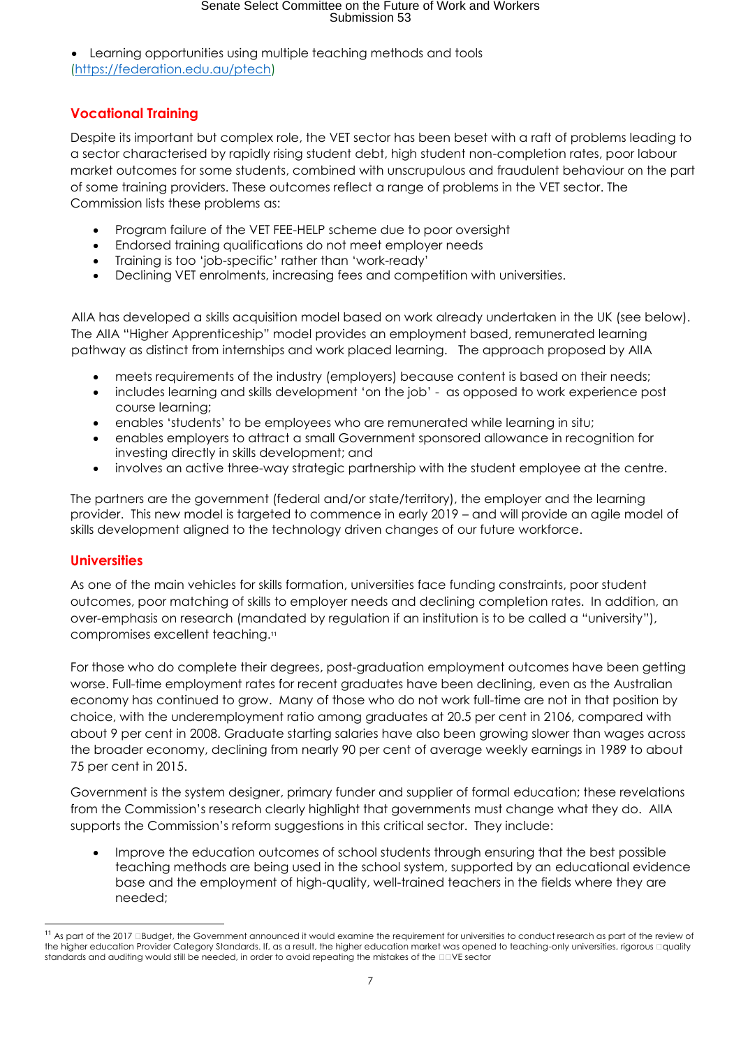- Learning opportunities using multiple teaching methods and tools (https://federation.edu.au/ptech)

## Vocational Training

Despite its important but complex role, the VET sector has been beset with a raft of problems leading to a sector characterised by rapidly rising student debt, high student non-completion rates, poor labour market outcomes for some students, combined with unscrupulous and fraudulent behaviour on the part of some training providers. These outcomes reflect a range of problems in the VET sector. The Commission lists these problems as:

- Program failure of the VET FEE-HELP scheme due to poor oversight
- Endorsed training qualifications do not meet employer needs
- Training is too 'job-specific' rather than 'work-ready'
- Declining VET enrolments, increasing fees and competition with universities.

AIIA has developed a skills acquisition model based on work already undertaken in the UK (see below). The AIIA "Higher Apprenticeship" model provides an employment based, remunerated learning pathway as distinct from internships and work placed learning. The approach proposed by AIIA

- meets requirements of the industry (employers) because content is based on their needs;
- includes learning and skills development 'on the job' - as opposed to work experience post course learning;
- enables 'students' to be employees who are remunerated while learning in situ;
- enables employers to attract a small Government sponsored allowance in recognition for investing directly in skills development; and
- involves an active three-way strategic partnership with the student employee at the centre.

The partners are the government (federal and/or state/territory), the employer and the learning provider. This new model is targeted to commence in early 2019 – and will provide an agile model of skills development aligned to the technology driven changes of our future workforce.

## Universities

As one of the main vehicles for skills formation, universities face funding constraints, poor student outcomes, poor matching of skills to employer needs and declining completion rates. In addition, an over-emphasis on research (mandated by regulation if an institution is to be called a "university"), compromises excellent teaching.[11]

For those who do complete their degrees, post-graduation employment outcomes have been getting worse. Full-time employment rates for recent graduates have been declining, even as the Australian economy has continued to grow. Many of those who do not work full-time are not in that position by choice, with the underemployment ratio among graduates at 20.5 per cent in 2106, compared with about 9 per cent in 2008. Graduate starting salaries have also been growing slower than wages across the broader economy, declining from nearly 90 per cent of average weekly earnings in 1989 to about 75 per cent in 2015.

Government is the system designer, primary funder and supplier of formal education; these revelations from the Commission's research clearly highlight that governments must change what they do. AIIA supports the Commission's reform suggestions in this critical sector. They include:

- Improve the education outcomes of school students through ensuring that the best possible teaching methods are being used in the school system, supported by an educational evidence base and the employment of high-quality, well-trained teachers in the fields where they are needed;

---

[11] As part of the 2017 Budget, the Government announced it would examine the requirement for universities to conduct research as part of the review of the higher education Provider Category Standards. If, as a result, the higher education market was opened to teaching-only universities, rigorous quality standards and auditing would still be needed, in order to avoid repeating the mistakes of the VE sector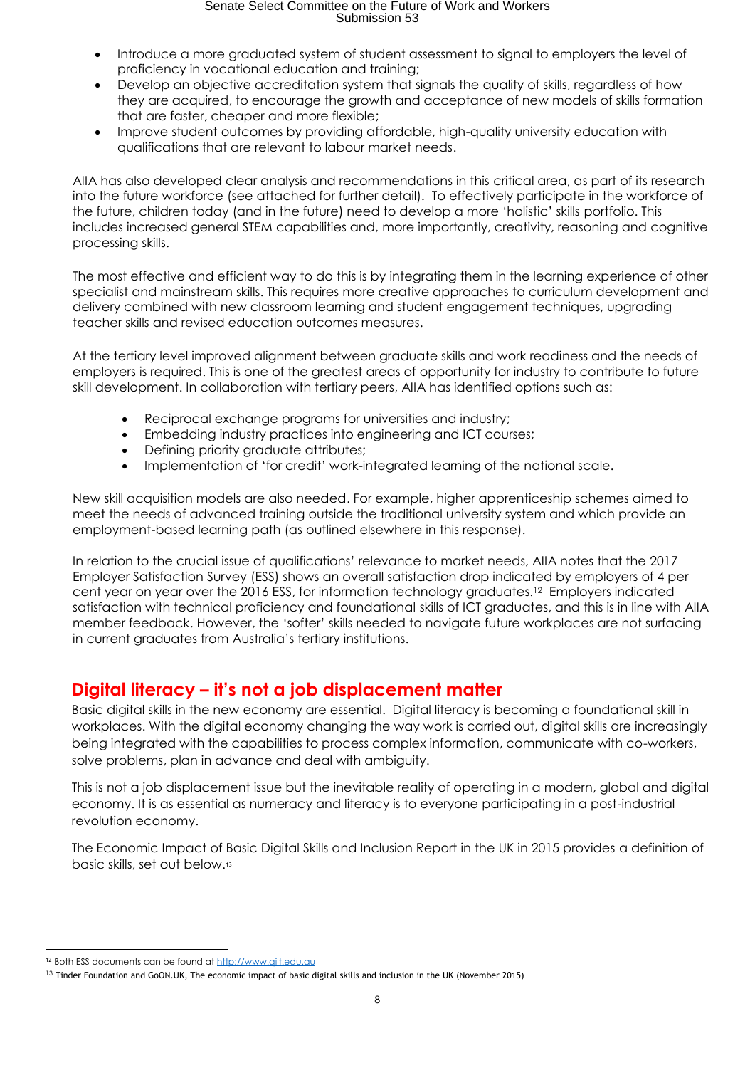- Introduce a more graduated system of student assessment to signal to employers the level of proficiency in vocational education and training;
- Develop an objective accreditation system that signals the quality of skills, regardless of how they are acquired, to encourage the growth and acceptance of new models of skills formation that are faster, cheaper and more flexible;
- Improve student outcomes by providing affordable, high-quality university education with qualifications that are relevant to labour market needs.

AIIA has also developed clear analysis and recommendations in this critical area, as part of its research into the future workforce (see attached for further detail). To effectively participate in the workforce of the future, children today (and in the future) need to develop a more 'holistic' skills portfolio. This includes increased general STEM capabilities and, more importantly, creativity, reasoning and cognitive processing skills.

The most effective and efficient way to do this is by integrating them in the learning experience of other specialist and mainstream skills. This requires more creative approaches to curriculum development and delivery combined with new classroom learning and student engagement techniques, upgrading teacher skills and revised education outcomes measures.

At the tertiary level improved alignment between graduate skills and work readiness and the needs of employers is required. This is one of the greatest areas of opportunity for industry to contribute to future skill development. In collaboration with tertiary peers, AIIA has identified options such as:

- Reciprocal exchange programs for universities and industry;
- Embedding industry practices into engineering and ICT courses;
- Defining priority graduate attributes;
- Implementation of 'for credit' work-integrated learning of the national scale.

New skill acquisition models are also needed. For example, higher apprenticeship schemes aimed to meet the needs of advanced training outside the traditional university system and which provide an employment-based learning path (as outlined elsewhere in this response).

In relation to the crucial issue of qualifications' relevance to market needs, AIIA notes that the 2017 Employer Satisfaction Survey (ESS) shows an overall satisfaction drop indicated by employers of 4 per cent year on year over the 2016 ESS, for information technology graduates.[12] Employers indicated satisfaction with technical proficiency and foundational skills of ICT graduates, and this is in line with AIIA member feedback. However, the 'softer' skills needed to navigate future workplaces are not surfacing in current graduates from Australia's tertiary institutions.

## Digital literacy – it's not a job displacement matter

Basic digital skills in the new economy are essential. Digital literacy is becoming a foundational skill in workplaces. With the digital economy changing the way work is carried out, digital skills are increasingly being integrated with the capabilities to process complex information, communicate with co-workers, solve problems, plan in advance and deal with ambiguity.

This is not a job displacement issue but the inevitable reality of operating in a modern, global and digital economy. It is as essential as numeracy and literacy is to everyone participating in a post-industrial revolution economy.

The Economic Impact of Basic Digital Skills and Inclusion Report in the UK in 2015 provides a definition of basic skills, set out below.[13]

---

[12] Both ESS documents can be found at http://www.qilt.edu.au

[13] Tinder Foundation and GoON.UK, The economic impact of basic digital skills and inclusion in the UK (November 2015)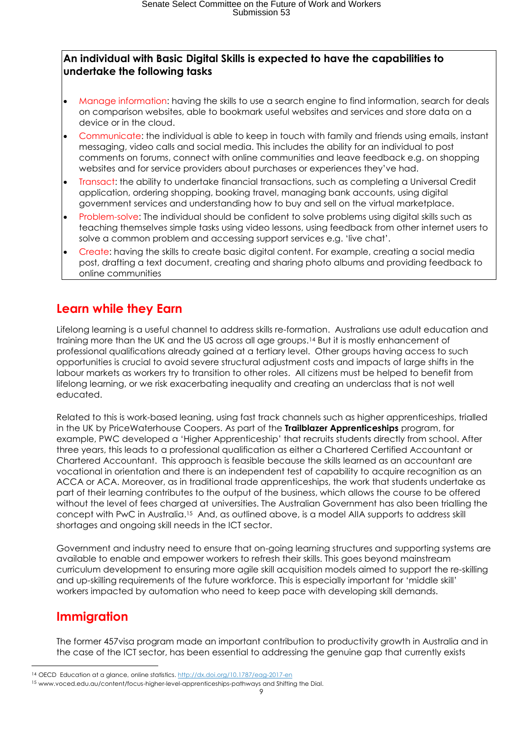**An individual with Basic Digital Skills is expected to have the capabilities to undertake the following tasks**

- Manage information: having the skills to use a search engine to find information, search for deals on comparison websites, able to bookmark useful websites and services and store data on a device or in the cloud.
- Communicate: the individual is able to keep in touch with family and friends using emails, instant messaging, video calls and social media. This includes the ability for an individual to post comments on forums, connect with online communities and leave feedback e.g. on shopping websites and for service providers about purchases or experiences they've had.
- Transact: the ability to undertake financial transactions, such as completing a Universal Credit application, ordering shopping, booking travel, managing bank accounts, using digital government services and understanding how to buy and sell on the virtual marketplace.
- Problem-solve: The individual should be confident to solve problems using digital skills such as teaching themselves simple tasks using video lessons, using feedback from other internet users to solve a common problem and accessing support services e.g. 'live chat'.
- Create: having the skills to create basic digital content. For example, creating a social media post, drafting a text document, creating and sharing photo albums and providing feedback to online communities

## Learn while they Earn

Lifelong learning is a useful channel to address skills re-formation. Australians use adult education and training more than the UK and the US across all age groups.[14] But it is mostly enhancement of professional qualifications already gained at a tertiary level. Other groups having access to such opportunities is crucial to avoid severe structural adjustment costs and impacts of large shifts in the labour markets as workers try to transition to other roles. All citizens must be helped to benefit from lifelong learning, or we risk exacerbating inequality and creating an underclass that is not well educated.

Related to this is work-based leaning, using fast track channels such as higher apprenticeships, trialled in the UK by PriceWaterhouse Coopers. As part of the **Trailblazer Apprenticeships** program, for example, PWC developed a 'Higher Apprenticeship' that recruits students directly from school. After three years, this leads to a professional qualification as either a Chartered Certified Accountant or Chartered Accountant. This approach is feasible because the skills learned as an accountant are vocational in orientation and there is an independent test of capability to acquire recognition as an ACCA or ACA. Moreover, as in traditional trade apprenticeships, the work that students undertake as part of their learning contributes to the output of the business, which allows the course to be offered without the level of fees charged at universities. The Australian Government has also been trialling the concept with PwC in Australia.[15] And, as outlined above, is a model AIIA supports to address skill shortages and ongoing skill needs in the ICT sector.

Government and industry need to ensure that on-going learning structures and supporting systems are available to enable and empower workers to refresh their skills. This goes beyond mainstream curriculum development to ensuring more agile skill acquisition models aimed to support the re-skilling and up-skilling requirements of the future workforce. This is especially important for 'middle skill' workers impacted by automation who need to keep pace with developing skill demands.

## Immigration

The former 457visa program made an important contribution to productivity growth in Australia and in the case of the ICT sector, has been essential to addressing the genuine gap that currently exists

---

[14] OECD Education at a glance, online statistics. http://dx.doi.org/10.1787/eag-2017-en

[15] www.voced.edu.au/content/focus-higher-level-apprenticeships-pathways and Shifting the Dial.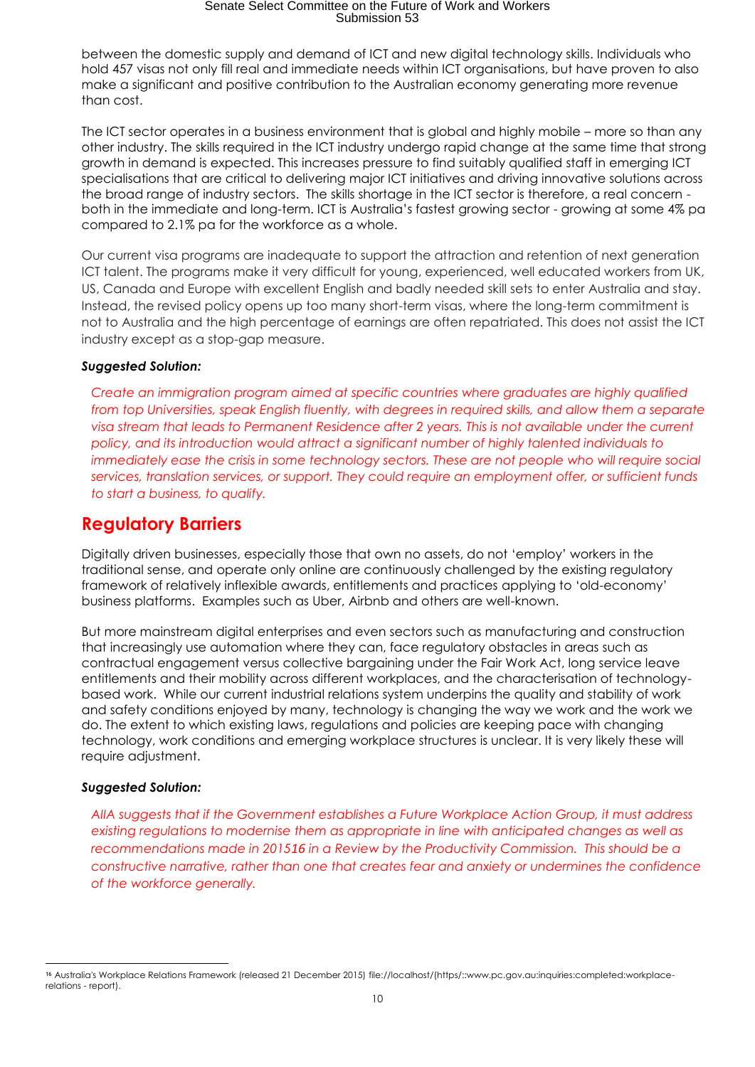between the domestic supply and demand of ICT and new digital technology skills. Individuals who hold 457 visas not only fill real and immediate needs within ICT organisations, but have proven to also make a significant and positive contribution to the Australian economy generating more revenue than cost.

The ICT sector operates in a business environment that is global and highly mobile – more so than any other industry. The skills required in the ICT industry undergo rapid change at the same time that strong growth in demand is expected. This increases pressure to find suitably qualified staff in emerging ICT specialisations that are critical to delivering major ICT initiatives and driving innovative solutions across the broad range of industry sectors. The skills shortage in the ICT sector is therefore, a real concern - both in the immediate and long-term. ICT is Australia's fastest growing sector - growing at some 4% pa compared to 2.1% pa for the workforce as a whole.

Our current visa programs are inadequate to support the attraction and retention of next generation ICT talent. The programs make it very difficult for young, experienced, well educated workers from UK, US, Canada and Europe with excellent English and badly needed skill sets to enter Australia and stay. Instead, the revised policy opens up too many short-term visas, where the long-term commitment is not to Australia and the high percentage of earnings are often repatriated. This does not assist the ICT industry except as a stop-gap measure.

***Suggested Solution:***

*Create an immigration program aimed at specific countries where graduates are highly qualified from top Universities, speak English fluently, with degrees in required skills, and allow them a separate visa stream that leads to Permanent Residence after 2 years. This is not available under the current policy, and its introduction would attract a significant number of highly talented individuals to immediately ease the crisis in some technology sectors. These are not people who will require social services, translation services, or support. They could require an employment offer, or sufficient funds to start a business, to qualify.*

## Regulatory Barriers

Digitally driven businesses, especially those that own no assets, do not 'employ' workers in the traditional sense, and operate only online are continuously challenged by the existing regulatory framework of relatively inflexible awards, entitlements and practices applying to 'old-economy' business platforms. Examples such as Uber, Airbnb and others are well-known.

But more mainstream digital enterprises and even sectors such as manufacturing and construction that increasingly use automation where they can, face regulatory obstacles in areas such as contractual engagement versus collective bargaining under the Fair Work Act, long service leave entitlements and their mobility across different workplaces, and the characterisation of technology-based work. While our current industrial relations system underpins the quality and stability of work and safety conditions enjoyed by many, technology is changing the way we work and the work we do. The extent to which existing laws, regulations and policies are keeping pace with changing technology, work conditions and emerging workplace structures is unclear. It is very likely these will require adjustment.

***Suggested Solution:***

*AIIA suggests that if the Government establishes a Future Workplace Action Group, it must address existing regulations to modernise them as appropriate in line with anticipated changes as well as recommendations made in 2015*[16] *in a Review by the Productivity Commission. This should be a constructive narrative, rather than one that creates fear and anxiety or undermines the confidence of the workforce generally.*

---

[16] Australia's Workplace Relations Framework (released 21 December 2015) file://localhost/(https/::www.pc.gov.au:inquiries:completed:workplace-relations - report).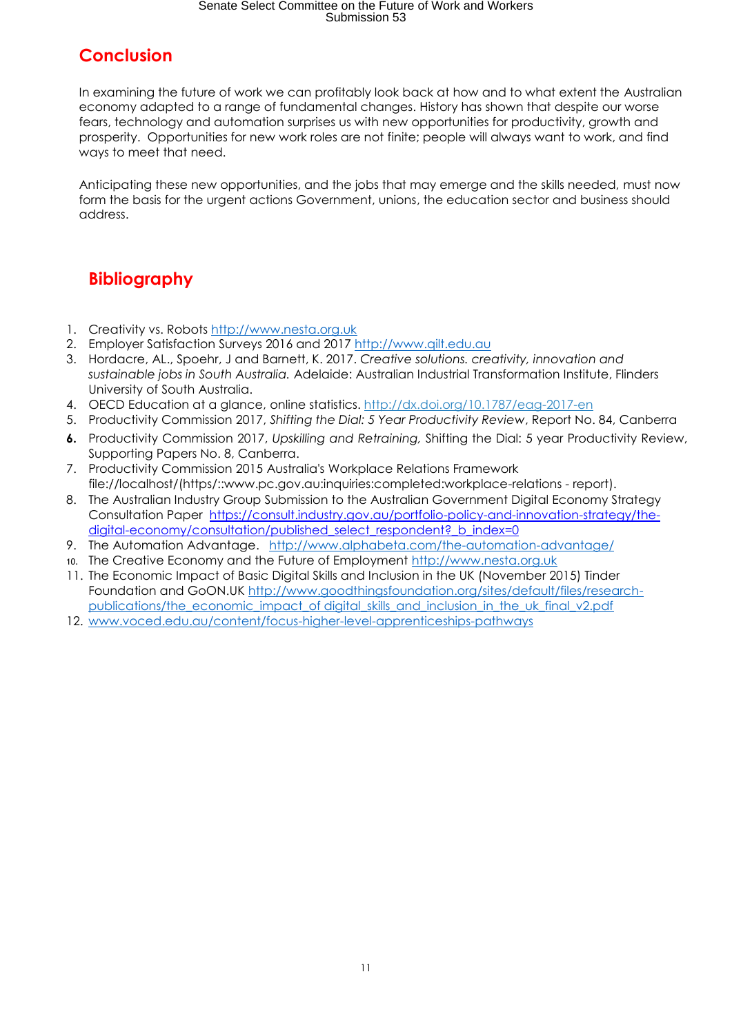## Conclusion

In examining the future of work we can profitably look back at how and to what extent the Australian economy adapted to a range of fundamental changes. History has shown that despite our worse fears, technology and automation surprises us with new opportunities for productivity, growth and prosperity. Opportunities for new work roles are not finite; people will always want to work, and find ways to meet that need.

Anticipating these new opportunities, and the jobs that may emerge and the skills needed, must now form the basis for the urgent actions Government, unions, the education sector and business should address.

## Bibliography

1. Creativity vs. Robots http://www.nesta.org.uk
2. Employer Satisfaction Surveys 2016 and 2017 http://www.qilt.edu.au
3. Hordacre, AL., Spoehr, J and Barnett, K. 2017. *Creative solutions. creativity, innovation and sustainable jobs in South Australia.* Adelaide: Australian Industrial Transformation Institute, Flinders University of South Australia.
4. OECD Education at a glance, online statistics. http://dx.doi.org/10.1787/eag-2017-en
5. Productivity Commission 2017, *Shifting the Dial: 5 Year Productivity Review*, Report No. 84, Canberra
6. Productivity Commission 2017, *Upskilling and Retraining,* Shifting the Dial: 5 year Productivity Review, Supporting Papers No. 8, Canberra.
7. Productivity Commission 2015 Australia's Workplace Relations Framework file://localhost/(https/::www.pc.gov.au:inquiries:completed:workplace-relations - report).
8. The Australian Industry Group Submission to the Australian Government Digital Economy Strategy Consultation Paper https://consult.industry.gov.au/portfolio-policy-and-innovation-strategy/the-digital-economy/consultation/published_select_respondent?_b_index=0
9. The Automation Advantage. http://www.alphabeta.com/the-automation-advantage/
10. The Creative Economy and the Future of Employment http://www.nesta.org.uk
11. The Economic Impact of Basic Digital Skills and Inclusion in the UK (November 2015) Tinder Foundation and GoON.UK http://www.goodthingsfoundation.org/sites/default/files/research-publications/the_economic_impact_of_digital_skills_and_inclusion_in_the_uk_final_v2.pdf
12. www.voced.edu.au/content/focus-higher-level-apprenticeships-pathways